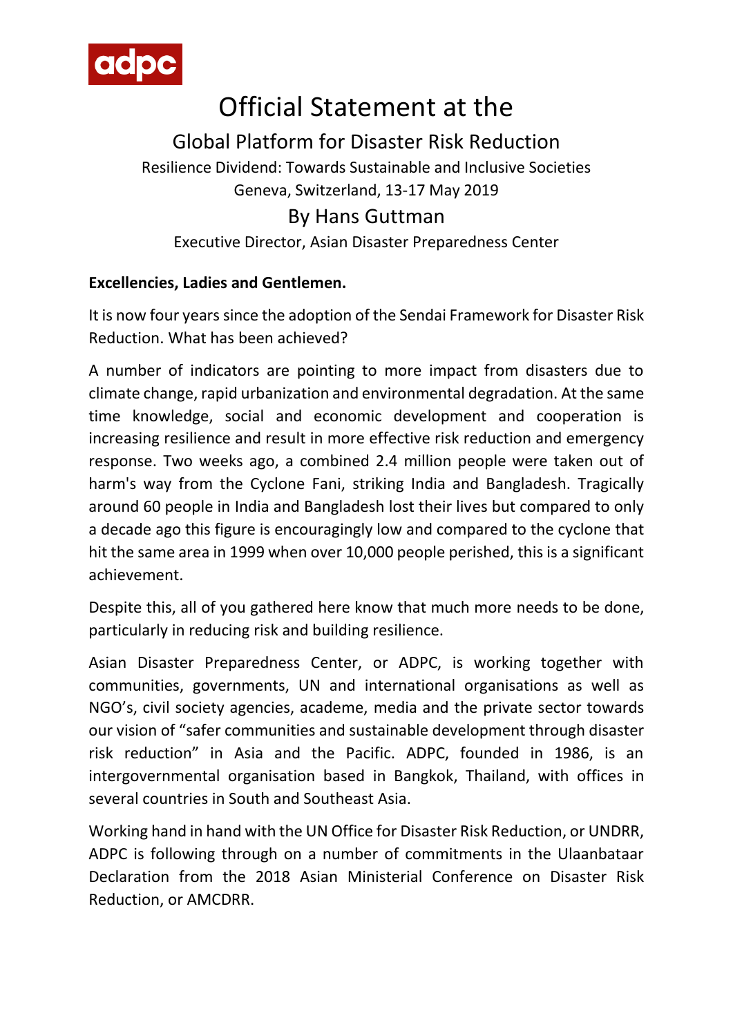adpc

# Official Statement at the

## Global Platform for Disaster Risk Reduction

Resilience Dividend: Towards Sustainable and Inclusive Societies

Geneva, Switzerland, 13-17 May 2019

## By Hans Guttman

Executive Director, Asian Disaster Preparedness Center

**Excellencies, Ladies and Gentlemen.**

It is now four years since the adoption of the Sendai Framework for Disaster Risk Reduction. What has been achieved?

A number of indicators are pointing to more impact from disasters due to climate change, rapid urbanization and environmental degradation. At the same time knowledge, social and economic development and cooperation is increasing resilience and result in more effective risk reduction and emergency response. Two weeks ago, a combined 2.4 million people were taken out of harm's way from the Cyclone Fani, striking India and Bangladesh. Tragically around 60 people in India and Bangladesh lost their lives but compared to only a decade ago this figure is encouragingly low and compared to the cyclone that hit the same area in 1999 when over 10,000 people perished, this is a significant achievement.

Despite this, all of you gathered here know that much more needs to be done, particularly in reducing risk and building resilience.

Asian Disaster Preparedness Center, or ADPC, is working together with communities, governments, UN and international organisations as well as NGO's, civil society agencies, academe, media and the private sector towards our vision of "safer communities and sustainable development through disaster risk reduction" in Asia and the Pacific. ADPC, founded in 1986, is an intergovernmental organisation based in Bangkok, Thailand, with offices in several countries in South and Southeast Asia.

Working hand in hand with the UN Office for Disaster Risk Reduction, or UNDRR, ADPC is following through on a number of commitments in the Ulaanbataar Declaration from the 2018 Asian Ministerial Conference on Disaster Risk Reduction, or AMCDRR.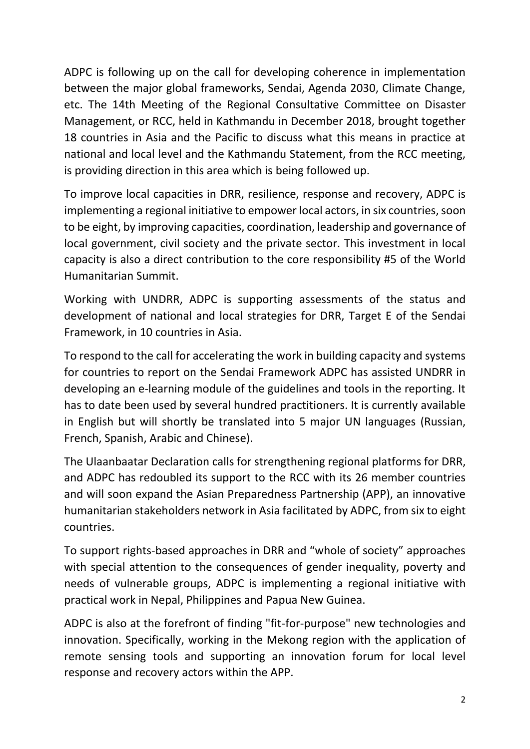ADPC is following up on the call for developing coherence in implementation between the major global frameworks, Sendai, Agenda 2030, Climate Change, etc. The 14th Meeting of the Regional Consultative Committee on Disaster Management, or RCC, held in Kathmandu in December 2018, brought together 18 countries in Asia and the Pacific to discuss what this means in practice at national and local level and the Kathmandu Statement, from the RCC meeting, is providing direction in this area which is being followed up.

To improve local capacities in DRR, resilience, response and recovery, ADPC is implementing a regional initiative to empower local actors, in six countries, soon to be eight, by improving capacities, coordination, leadership and governance of local government, civil society and the private sector. This investment in local capacity is also a direct contribution to the core responsibility #5 of the World Humanitarian Summit.

Working with UNDRR, ADPC is supporting assessments of the status and development of national and local strategies for DRR, Target E of the Sendai Framework, in 10 countries in Asia.

To respond to the call for accelerating the work in building capacity and systems for countries to report on the Sendai Framework ADPC has assisted UNDRR in developing an e-learning module of the guidelines and tools in the reporting. It has to date been used by several hundred practitioners. It is currently available in English but will shortly be translated into 5 major UN languages (Russian, French, Spanish, Arabic and Chinese).

The Ulaanbaatar Declaration calls for strengthening regional platforms for DRR, and ADPC has redoubled its support to the RCC with its 26 member countries and will soon expand the Asian Preparedness Partnership (APP), an innovative humanitarian stakeholders network in Asia facilitated by ADPC, from six to eight countries.

To support rights-based approaches in DRR and "whole of society" approaches with special attention to the consequences of gender inequality, poverty and needs of vulnerable groups, ADPC is implementing a regional initiative with practical work in Nepal, Philippines and Papua New Guinea.

ADPC is also at the forefront of finding "fit-for-purpose" new technologies and innovation. Specifically, working in the Mekong region with the application of remote sensing tools and supporting an innovation forum for local level response and recovery actors within the APP.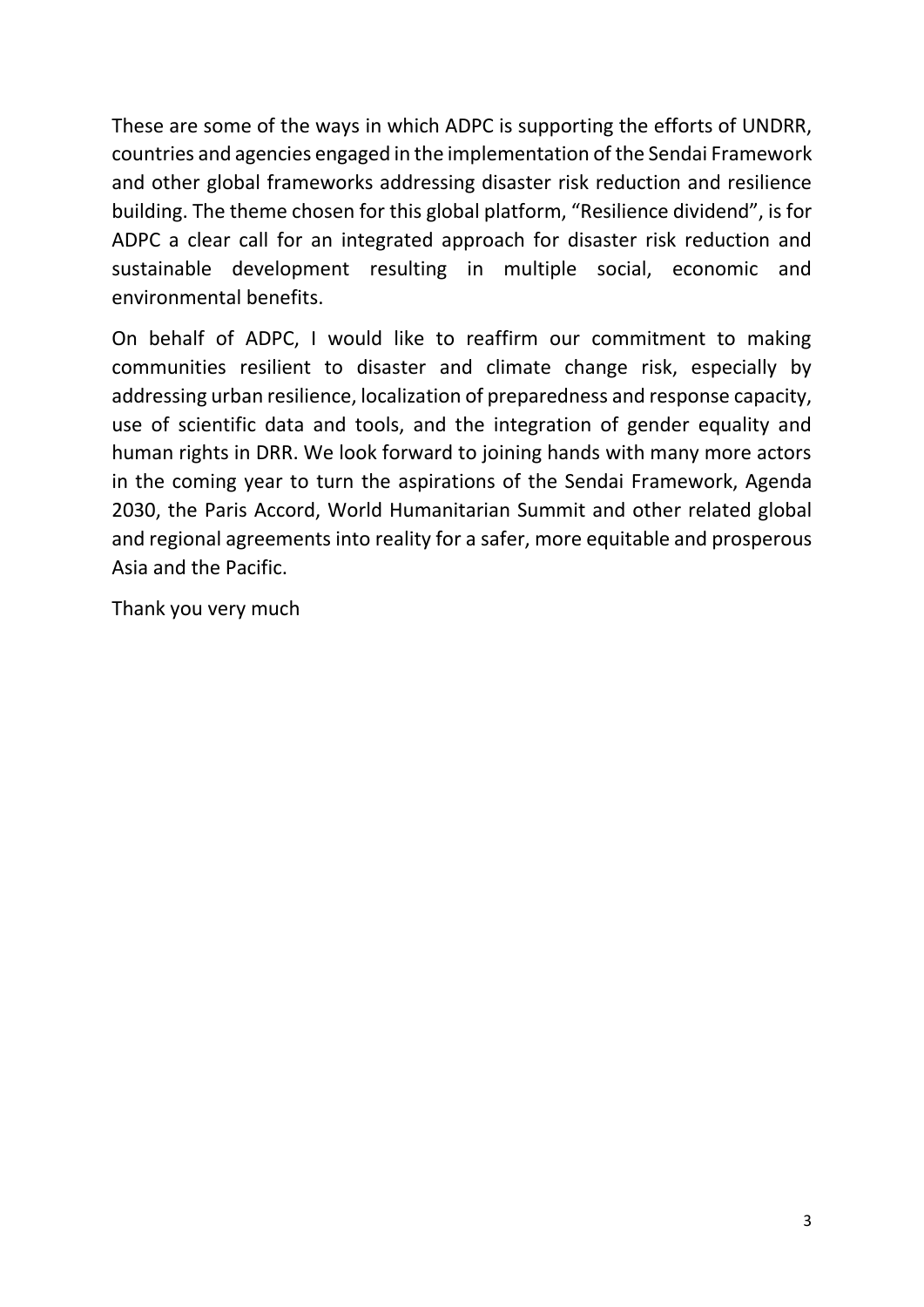These are some of the ways in which ADPC is supporting the efforts of UNDRR, countries and agencies engaged in the implementation of the Sendai Framework and other global frameworks addressing disaster risk reduction and resilience building. The theme chosen for this global platform, "Resilience dividend", is for ADPC a clear call for an integrated approach for disaster risk reduction and sustainable development resulting in multiple social, economic and environmental benefits.

On behalf of ADPC, I would like to reaffirm our commitment to making communities resilient to disaster and climate change risk, especially by addressing urban resilience, localization of preparedness and response capacity, use of scientific data and tools, and the integration of gender equality and human rights in DRR. We look forward to joining hands with many more actors in the coming year to turn the aspirations of the Sendai Framework, Agenda 2030, the Paris Accord, World Humanitarian Summit and other related global and regional agreements into reality for a safer, more equitable and prosperous Asia and the Pacific.

Thank you very much